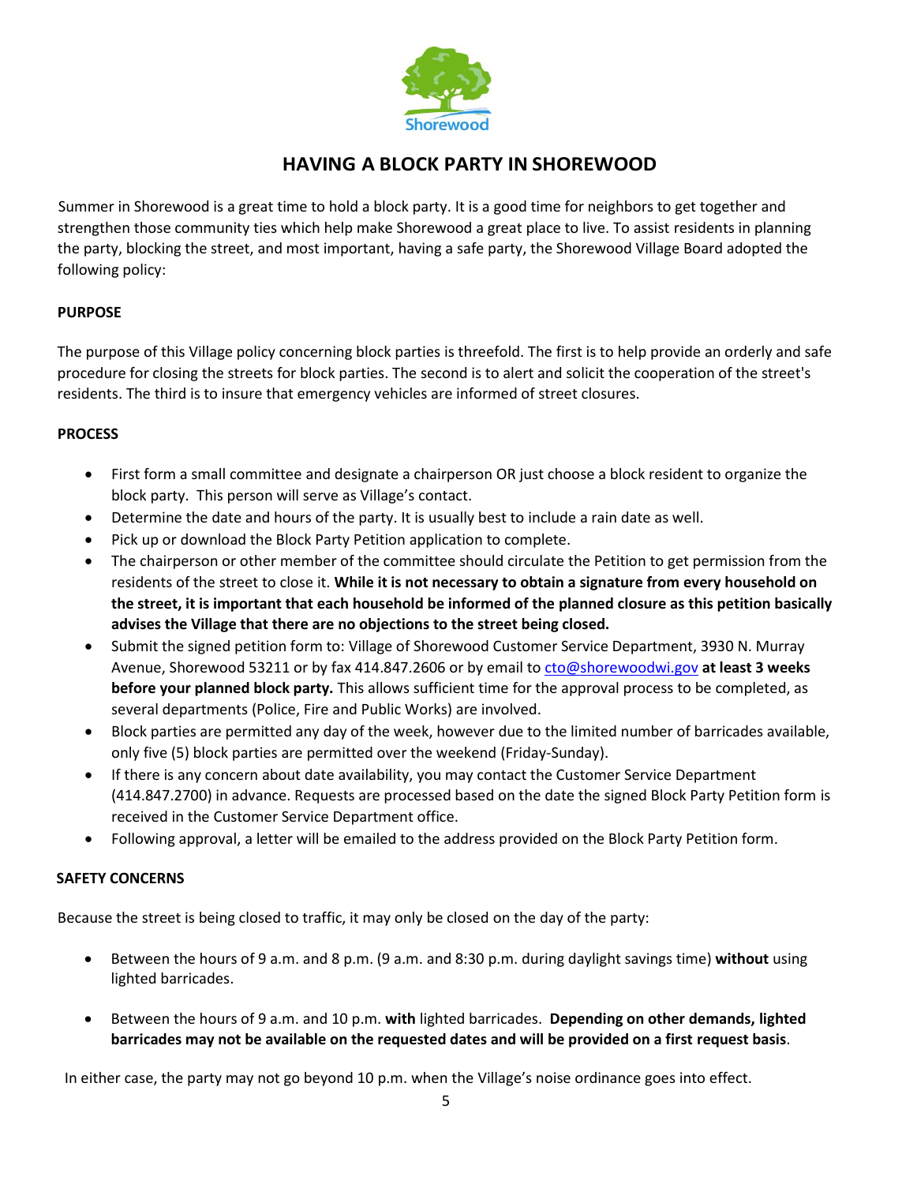Shorewood

# HAVING A BLOCK PARTY IN SHOREWOOD

Summer in Shorewood is a great time to hold a block party. It is a good time for neighbors to get together and strengthen those community ties which help make Shorewood a great place to live. To assist residents in planning the party, blocking the street, and most important, having a safe party, the Shorewood Village Board adopted the following policy:

## PURPOSE

The purpose of this Village policy concerning block parties is threefold. The first is to help provide an orderly and safe procedure for closing the streets for block parties. The second is to alert and solicit the cooperation of the street's residents. The third is to insure that emergency vehicles are informed of street closures.

## PROCESS

- First form a small committee and designate a chairperson OR just choose a block resident to organize the block party. This person will serve as Village's contact.
- Determine the date and hours of the party. It is usually best to include a rain date as well.
- Pick up or download the Block Party Petition application to complete.
- The chairperson or other member of the committee should circulate the Petition to get permission from the residents of the street to close it. **While it is not necessary to obtain a signature from every household on the street, it is important that each household be informed of the planned closure as this petition basically advises the Village that there are no objections to the street being closed.**
- Submit the signed petition form to: Village of Shorewood Customer Service Department, 3930 N. Murray Avenue, Shorewood 53211 or by fax 414.847.2606 or by email to cto@shorewoodwi.gov **at least 3 weeks before your planned block party.** This allows sufficient time for the approval process to be completed, as several departments (Police, Fire and Public Works) are involved.
- Block parties are permitted any day of the week, however due to the limited number of barricades available, only five (5) block parties are permitted over the weekend (Friday-Sunday).
- If there is any concern about date availability, you may contact the Customer Service Department (414.847.2700) in advance. Requests are processed based on the date the signed Block Party Petition form is received in the Customer Service Department office.
- Following approval, a letter will be emailed to the address provided on the Block Party Petition form.

## SAFETY CONCERNS

Because the street is being closed to traffic, it may only be closed on the day of the party:

- Between the hours of 9 a.m. and 8 p.m. (9 a.m. and 8:30 p.m. during daylight savings time) **without** using lighted barricades.
- Between the hours of 9 a.m. and 10 p.m. **with** lighted barricades. **Depending on other demands, lighted barricades may not be available on the requested dates and will be provided on a first request basis**.

In either case, the party may not go beyond 10 p.m. when the Village's noise ordinance goes into effect.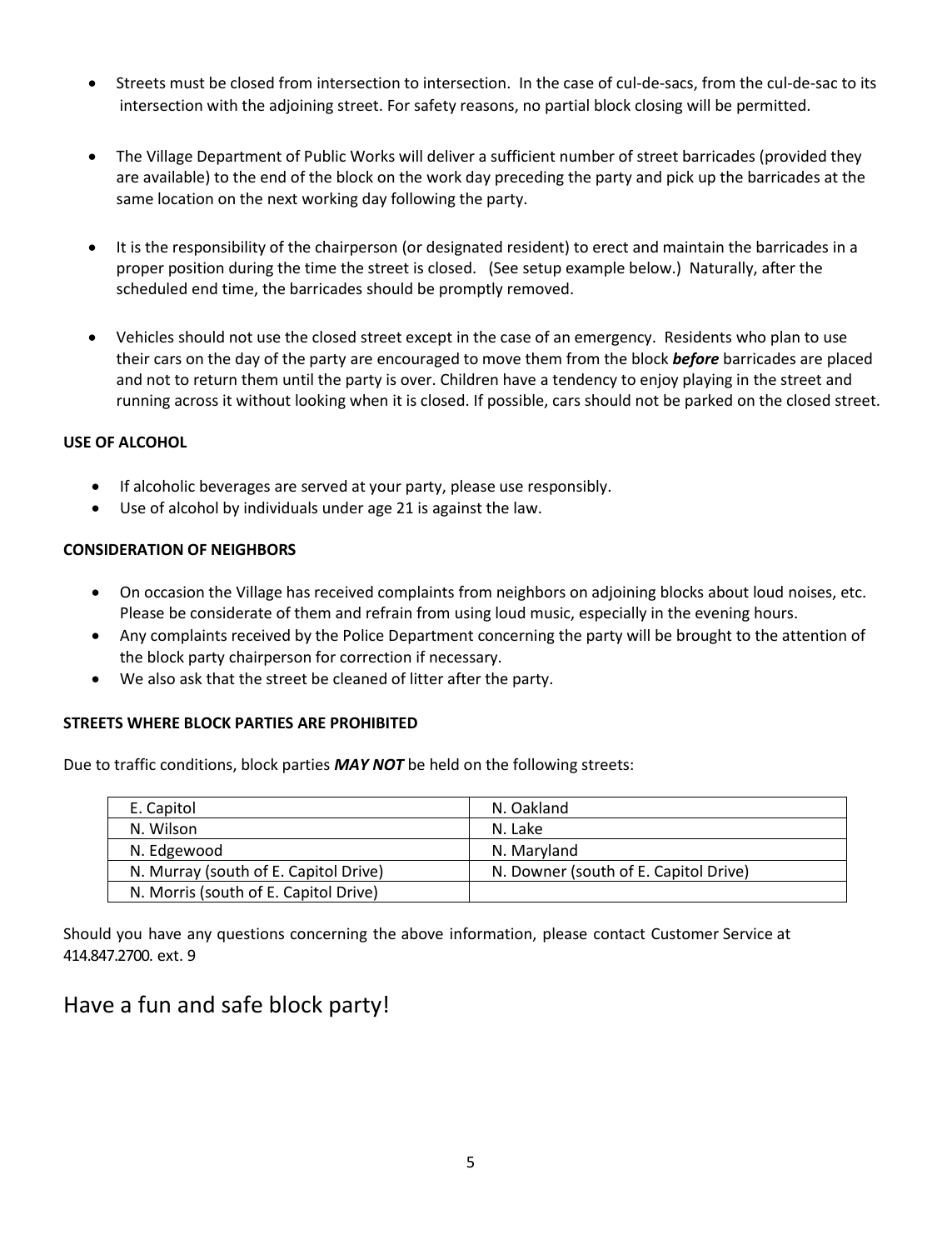- Streets must be closed from intersection to intersection. In the case of cul-de-sacs, from the cul-de-sac to its intersection with the adjoining street. For safety reasons, no partial block closing will be permitted.

- The Village Department of Public Works will deliver a sufficient number of street barricades (provided they are available) to the end of the block on the work day preceding the party and pick up the barricades at the same location on the next working day following the party.

- It is the responsibility of the chairperson (or designated resident) to erect and maintain the barricades in a proper position during the time the street is closed. (See setup example below.) Naturally, after the scheduled end time, the barricades should be promptly removed.

- Vehicles should not use the closed street except in the case of an emergency. Residents who plan to use their cars on the day of the party are encouraged to move them from the block ***before*** barricades are placed and not to return them until the party is over. Children have a tendency to enjoy playing in the street and running across it without looking when it is closed. If possible, cars should not be parked on the closed street.

**USE OF ALCOHOL**

- If alcoholic beverages are served at your party, please use responsibly.
- Use of alcohol by individuals under age 21 is against the law.

**CONSIDERATION OF NEIGHBORS**

- On occasion the Village has received complaints from neighbors on adjoining blocks about loud noises, etc. Please be considerate of them and refrain from using loud music, especially in the evening hours.
- Any complaints received by the Police Department concerning the party will be brought to the attention of the block party chairperson for correction if necessary.
- We also ask that the street be cleaned of litter after the party.

**STREETS WHERE BLOCK PARTIES ARE PROHIBITED**

Due to traffic conditions, block parties ***MAY NOT*** be held on the following streets:

| | |
|---|---|
| E. Capitol | N. Oakland |
| N. Wilson | N. Lake |
| N. Edgewood | N. Maryland |
| N. Murray (south of E. Capitol Drive) | N. Downer (south of E. Capitol Drive) |
| N. Morris (south of E. Capitol Drive) | |

Should you have any questions concerning the above information, please contact Customer Service at 414.847.2700. ext. 9

# Have a fun and safe block party!